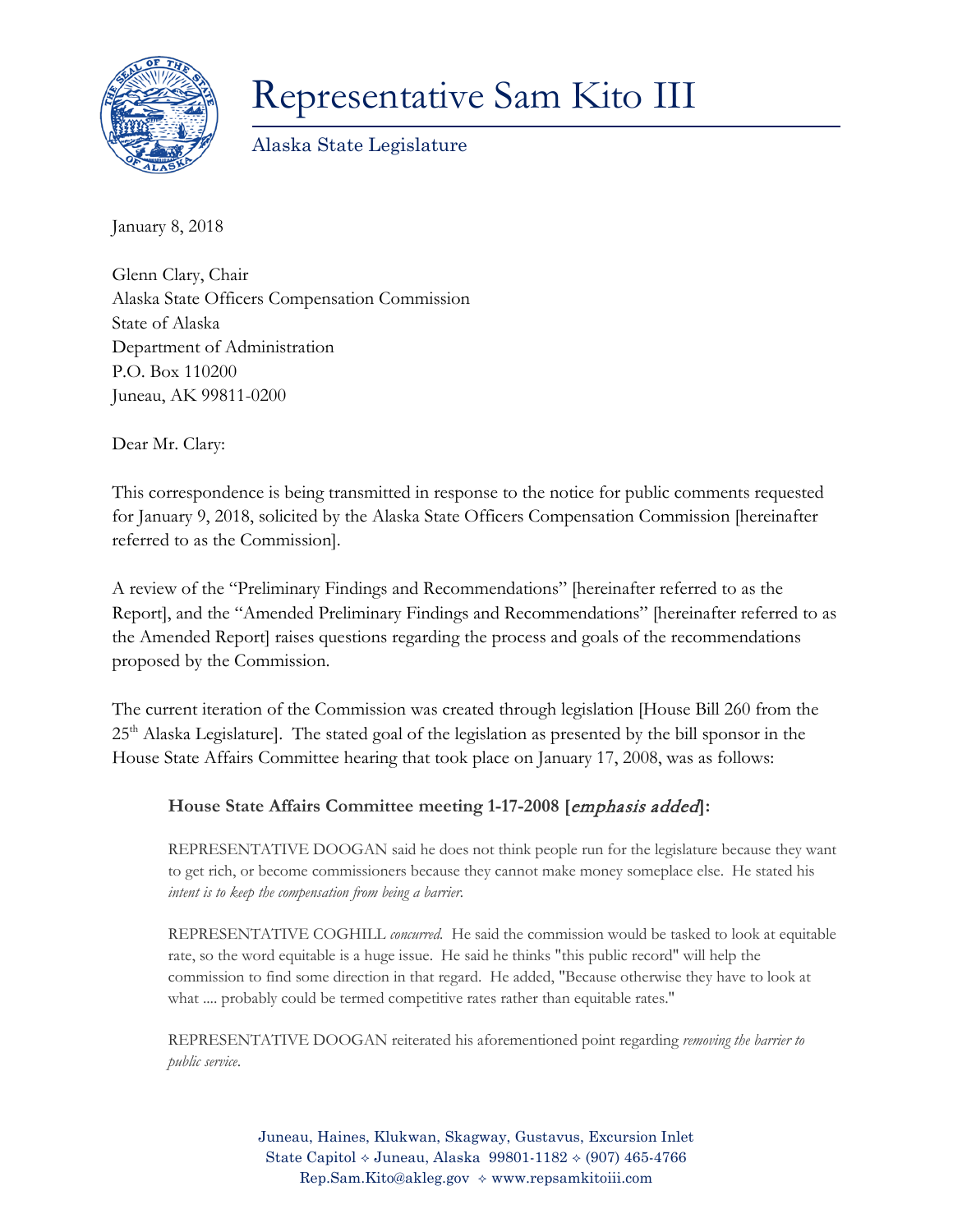# Representative Sam Kito III

Alaska State Legislature

January 8, 2018

Glenn Clary, Chair
Alaska State Officers Compensation Commission
State of Alaska
Department of Administration
P.O. Box 110200
Juneau, AK 99811-0200

Dear Mr. Clary:

This correspondence is being transmitted in response to the notice for public comments requested for January 9, 2018, solicited by the Alaska State Officers Compensation Commission [hereinafter referred to as the Commission].

A review of the "Preliminary Findings and Recommendations" [hereinafter referred to as the Report], and the "Amended Preliminary Findings and Recommendations" [hereinafter referred to as the Amended Report] raises questions regarding the process and goals of the recommendations proposed by the Commission.

The current iteration of the Commission was created through legislation [House Bill 260 from the 25th Alaska Legislature]. The stated goal of the legislation as presented by the bill sponsor in the House State Affairs Committee hearing that took place on January 17, 2008, was as follows:

> **House State Affairs Committee meeting 1-17-2008 [*emphasis added*]:**
>
> REPRESENTATIVE DOOGAN said he does not think people run for the legislature because they want to get rich, or become commissioners because they cannot make money someplace else. He stated his *intent is to keep the compensation from being a barrier.*
>
> REPRESENTATIVE COGHILL *concurred.* He said the commission would be tasked to look at equitable rate, so the word equitable is a huge issue. He said he thinks "this public record" will help the commission to find some direction in that regard. He added, "Because otherwise they have to look at what .... probably could be termed competitive rates rather than equitable rates."
>
> REPRESENTATIVE DOOGAN reiterated his aforementioned point regarding *removing the barrier to public service*.

Juneau, Haines, Klukwan, Skagway, Gustavus, Excursion Inlet
State Capitol ✧ Juneau, Alaska 99801-1182 ✧ (907) 465-4766
Rep.Sam.Kito@akleg.gov ✧ www.repsamkitoiii.com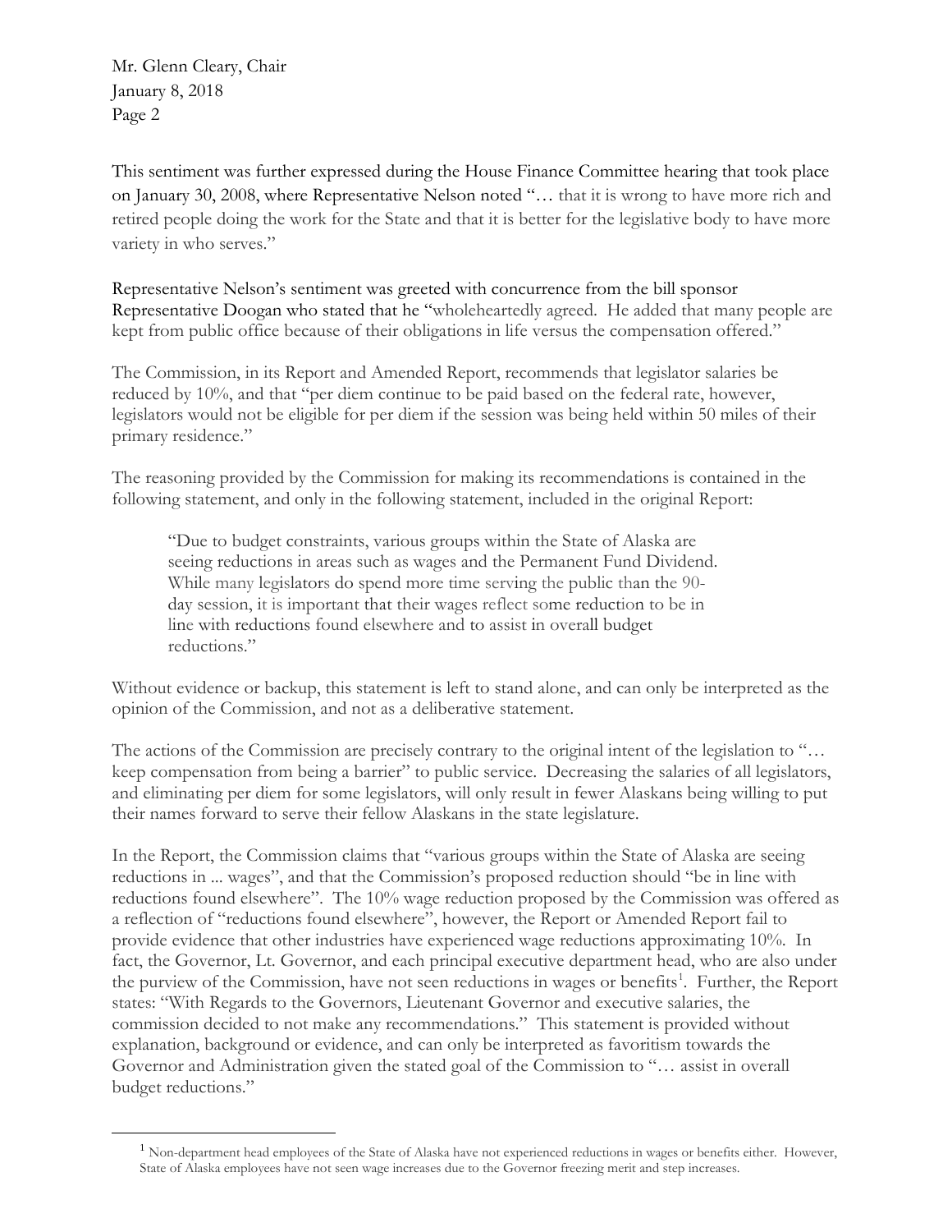Mr. Glenn Cleary, Chair
January 8, 2018
Page 2

This sentiment was further expressed during the House Finance Committee hearing that took place on January 30, 2008, where Representative Nelson noted "… that it is wrong to have more rich and retired people doing the work for the State and that it is better for the legislative body to have more variety in who serves."

Representative Nelson's sentiment was greeted with concurrence from the bill sponsor Representative Doogan who stated that he "wholeheartedly agreed. He added that many people are kept from public office because of their obligations in life versus the compensation offered."

The Commission, in its Report and Amended Report, recommends that legislator salaries be reduced by 10%, and that "per diem continue to be paid based on the federal rate, however, legislators would not be eligible for per diem if the session was being held within 50 miles of their primary residence."

The reasoning provided by the Commission for making its recommendations is contained in the following statement, and only in the following statement, included in the original Report:

> "Due to budget constraints, various groups within the State of Alaska are seeing reductions in areas such as wages and the Permanent Fund Dividend. While many legislators do spend more time serving the public than the 90-day session, it is important that their wages reflect some reduction to be in line with reductions found elsewhere and to assist in overall budget reductions."

Without evidence or backup, this statement is left to stand alone, and can only be interpreted as the opinion of the Commission, and not as a deliberative statement.

The actions of the Commission are precisely contrary to the original intent of the legislation to "… keep compensation from being a barrier" to public service. Decreasing the salaries of all legislators, and eliminating per diem for some legislators, will only result in fewer Alaskans being willing to put their names forward to serve their fellow Alaskans in the state legislature.

In the Report, the Commission claims that "various groups within the State of Alaska are seeing reductions in ... wages", and that the Commission's proposed reduction should "be in line with reductions found elsewhere". The 10% wage reduction proposed by the Commission was offered as a reflection of "reductions found elsewhere", however, the Report or Amended Report fail to provide evidence that other industries have experienced wage reductions approximating 10%. In fact, the Governor, Lt. Governor, and each principal executive department head, who are also under the purview of the Commission, have not seen reductions in wages or benefits[1]. Further, the Report states: "With Regards to the Governors, Lieutenant Governor and executive salaries, the commission decided to not make any recommendations." This statement is provided without explanation, background or evidence, and can only be interpreted as favoritism towards the Governor and Administration given the stated goal of the Commission to "… assist in overall budget reductions."

[1] Non-department head employees of the State of Alaska have not experienced reductions in wages or benefits either. However, State of Alaska employees have not seen wage increases due to the Governor freezing merit and step increases.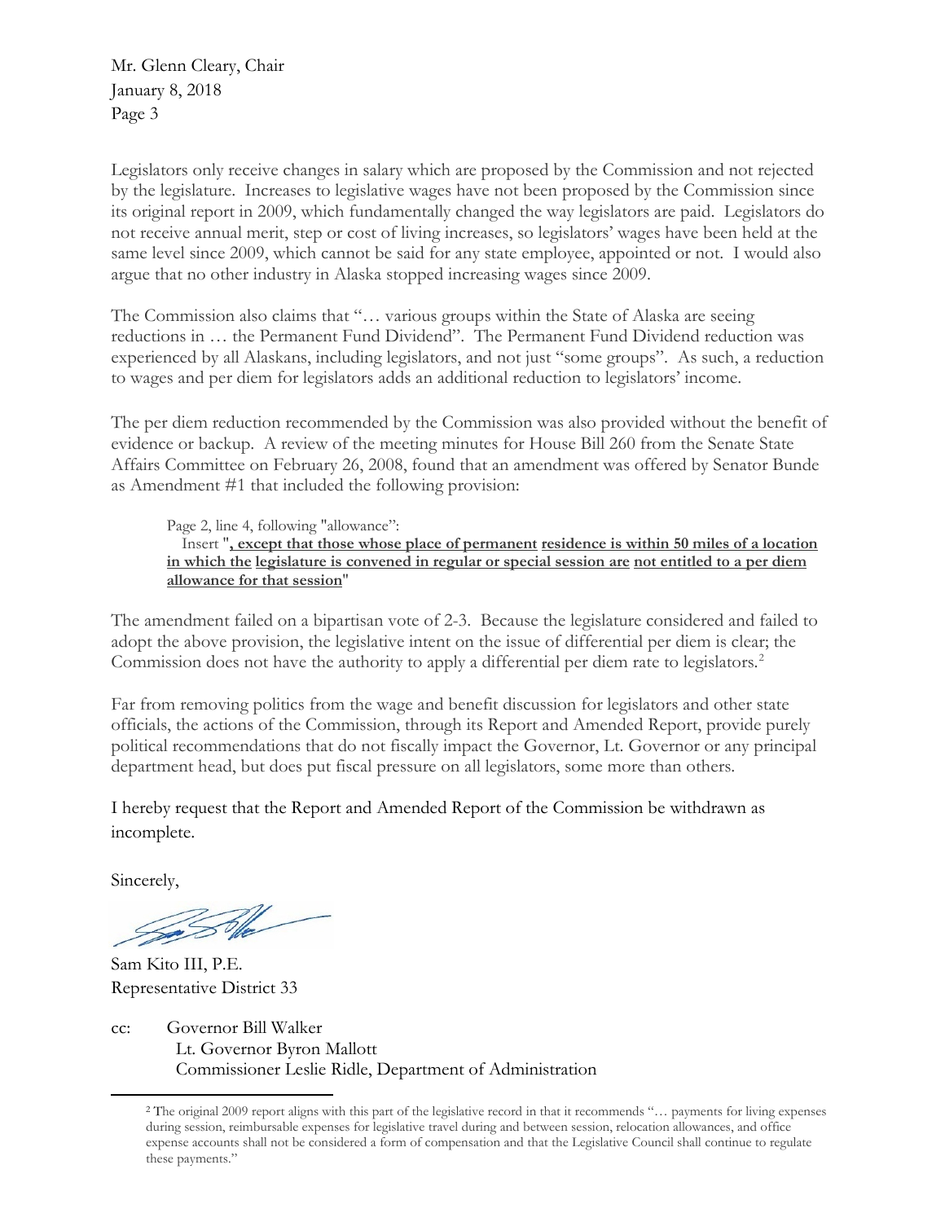Mr. Glenn Cleary, Chair
January 8, 2018
Page 3

Legislators only receive changes in salary which are proposed by the Commission and not rejected by the legislature. Increases to legislative wages have not been proposed by the Commission since its original report in 2009, which fundamentally changed the way legislators are paid. Legislators do not receive annual merit, step or cost of living increases, so legislators' wages have been held at the same level since 2009, which cannot be said for any state employee, appointed or not. I would also argue that no other industry in Alaska stopped increasing wages since 2009.

The Commission also claims that "… various groups within the State of Alaska are seeing reductions in … the Permanent Fund Dividend". The Permanent Fund Dividend reduction was experienced by all Alaskans, including legislators, and not just "some groups". As such, a reduction to wages and per diem for legislators adds an additional reduction to legislators' income.

The per diem reduction recommended by the Commission was also provided without the benefit of evidence or backup. A review of the meeting minutes for House Bill 260 from the Senate State Affairs Committee on February 26, 2008, found that an amendment was offered by Senator Bunde as Amendment #1 that included the following provision:

> Page 2, line 4, following "allowance":
> Insert "**, except that those whose place of permanent residence is within 50 miles of a location in which the legislature is convened in regular or special session are not entitled to a per diem allowance for that session**"

The amendment failed on a bipartisan vote of 2-3. Because the legislature considered and failed to adopt the above provision, the legislative intent on the issue of differential per diem is clear; the Commission does not have the authority to apply a differential per diem rate to legislators.[2]

Far from removing politics from the wage and benefit discussion for legislators and other state officials, the actions of the Commission, through its Report and Amended Report, provide purely political recommendations that do not fiscally impact the Governor, Lt. Governor or any principal department head, but does put fiscal pressure on all legislators, some more than others.

I hereby request that the Report and Amended Report of the Commission be withdrawn as incomplete.

Sincerely,

Sam Kito III, P.E.
Representative District 33

cc: Governor Bill Walker
Lt. Governor Byron Mallott
Commissioner Leslie Ridle, Department of Administration

[2] The original 2009 report aligns with this part of the legislative record in that it recommends "… payments for living expenses during session, reimbursable expenses for legislative travel during and between session, relocation allowances, and office expense accounts shall not be considered a form of compensation and that the Legislative Council shall continue to regulate these payments."